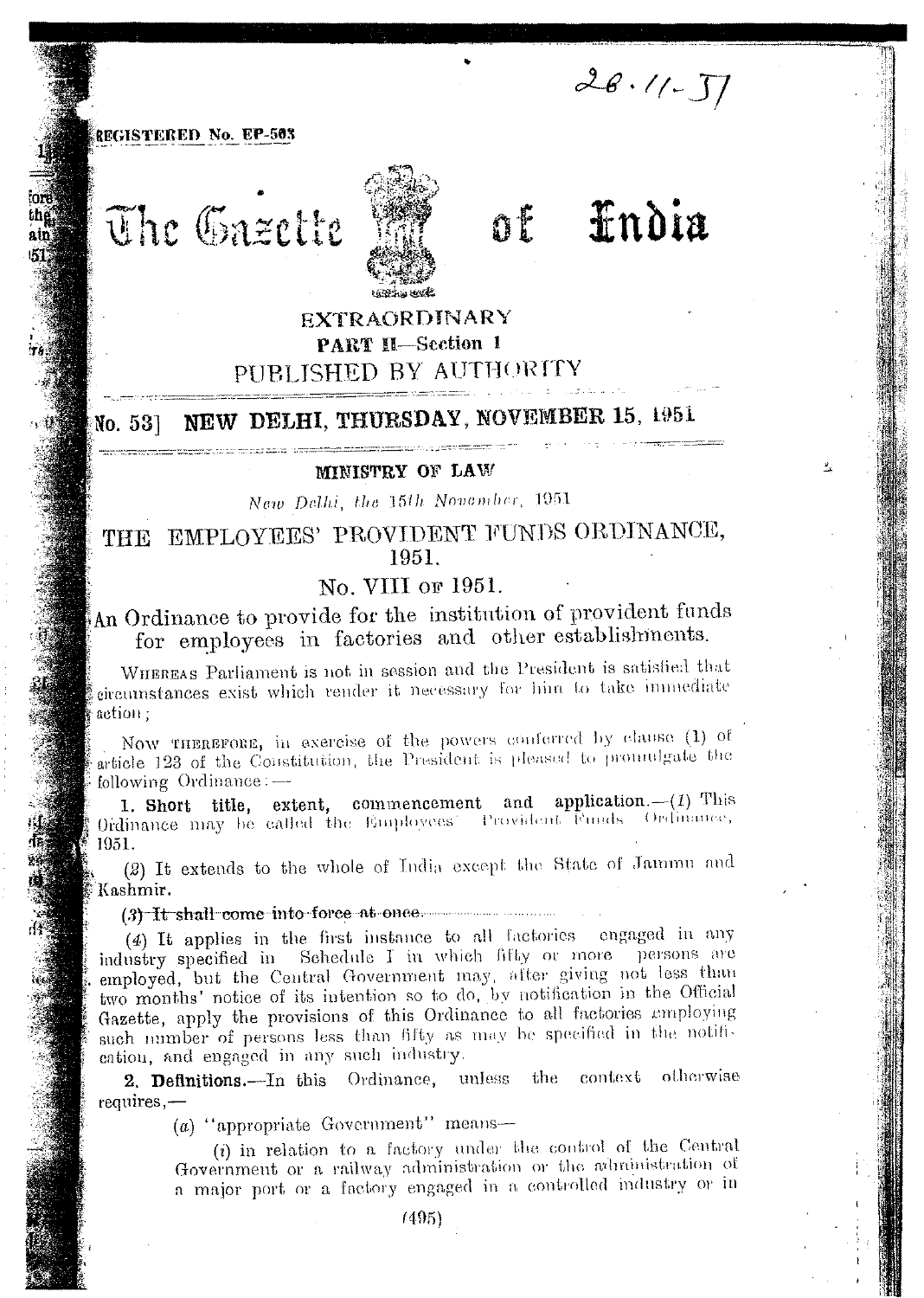26.11.51

REGISTERED No. EP-503

# The Gazette of India

EXTRAORDINARY

**PART II—Section 1**

PUBLISHED BY AUTHORITY

**No. 53] NEW DELHI, THURSDAY, NOVEMBER 15, 1951**

**MINISTRY OF LAW**

*New Delhi, the 15th November, 1951*

## THE EMPLOYEES' PROVIDENT FUNDS ORDINANCE, 1951.

### No. VIII OF 1951.

An Ordinance to provide for the institution of provident funds for employees in factories and other establishments.

WHEREAS Parliament is not in session and the President is satisfied that circumstances exist which render it necessary for him to take immediate action;

Now THEREFORE, in exercise of the powers conferred by clause (1) of article 123 of the Constitution, the President is pleased to promulgate the following Ordinance:—

**1. Short title, extent, commencement and application.**—(*1*) This Ordinance may be called the Employees' Provident Funds Ordinance, 1951.

(*2*) It extends to the whole of India except the State of Jammu and Kashmir.

(*3*) ~~It shall come into force at once.~~

(*4*) It applies in the first instance to all factories engaged in any industry specified in Schedule I in which fifty or more persons are employed, but the Central Government may, after giving not less than two months' notice of its intention so to do, by notification in the Official Gazette, apply the provisions of this Ordinance to all factories employing such number of persons less than fifty as may be specified in the notification, and engaged in any such industry.

**2. Definitions.**—In this Ordinance, unless the context otherwise requires,—

(*a*) "appropriate Government" means—

(*i*) in relation to a factory under the control of the Central Government or a railway administration or the administration of a major port or a factory engaged in a controlled industry or in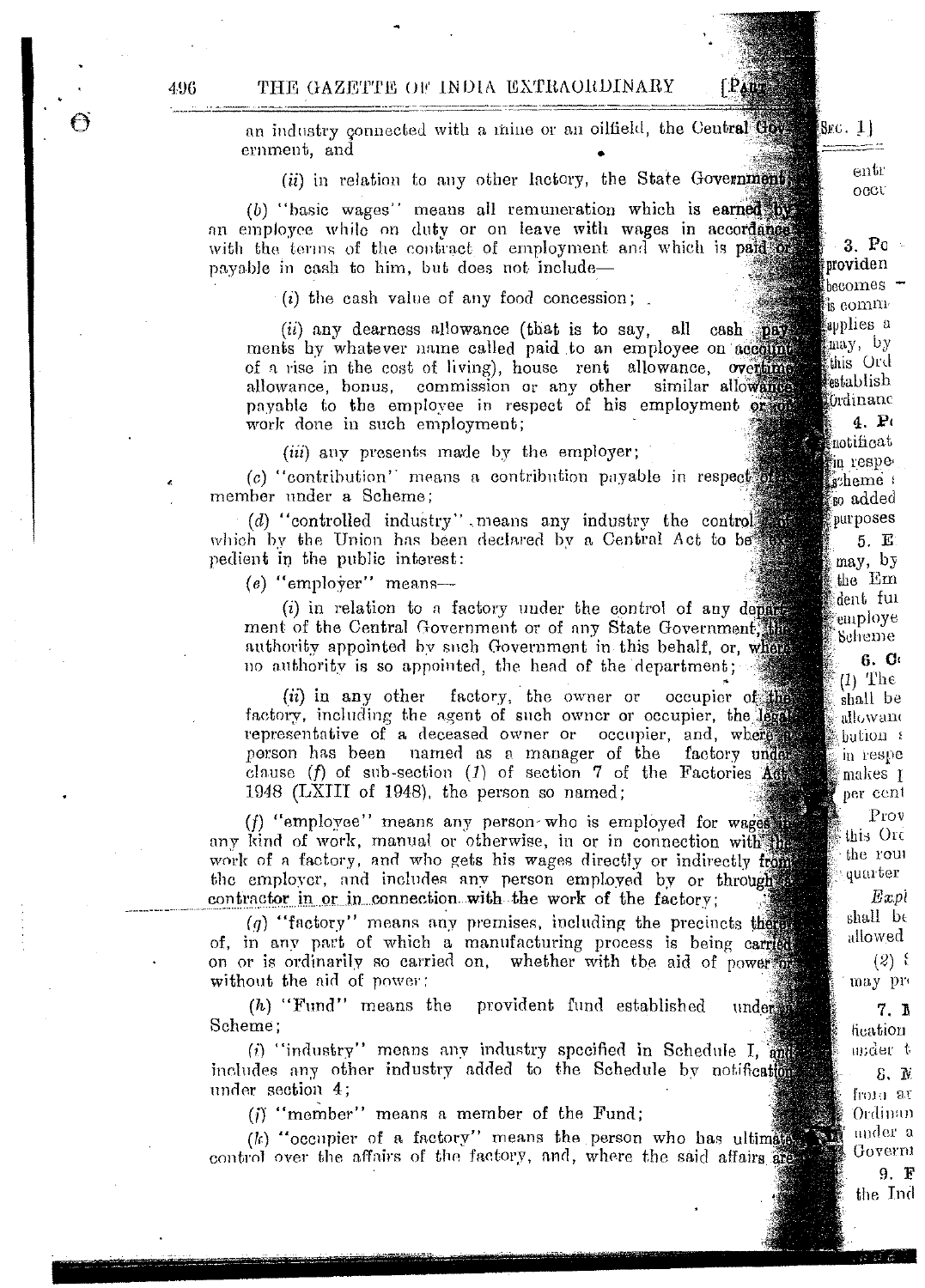an industry connected with a mine or an oilfield, the Central Government, and

(*ii*) in relation to any other factory, the State Government;

(*b*) "basic wages" means all remuneration which is earned by an employee while on duty or on leave with wages in accordance with the terms of the contract of employment and which is paid or payable in cash to him, but does not include—

(*i*) the cash value of any food concession;

(*ii*) any dearness allowance (that is to say, all cash payments by whatever name called paid to an employee on account of a rise in the cost of living), house rent allowance, overtime allowance, bonus, commission or any other similar allowance payable to the employee in respect of his employment or of work done in such employment;

(*iii*) any presents made by the employer;

(*c*) "contribution" means a contribution payable in respect of a member under a Scheme;

(*d*) "controlled industry" means any industry the control of which by the Union has been declared by a Central Act to be expedient in the public interest:

(*e*) "employer" means—

(*i*) in relation to a factory under the control of any department of the Central Government or of any State Government, the authority appointed by such Government in this behalf, or, where no authority is so appointed, the head of the department;

(*ii*) in any other factory, the owner or occupier of the factory, including the agent of such owner or occupier, the legal representative of a deceased owner or occupier, and, where a person has been named as a manager of the factory under clause (*f*) of sub-section (*1*) of section 7 of the Factories Act, 1948 (LXIII of 1948), the person so named;

(*f*) "employee" means any person who is employed for wages in any kind of work, manual or otherwise, in or in connection with the work of a factory, and who gets his wages directly or indirectly from the employer, and includes any person employed by or through a contractor in or in connection with the work of the factory;

(*g*) "factory" means any premises, including the precincts thereof, in any part of which a manufacturing process is being carried on or is ordinarily so carried on, whether with the aid of power or without the aid of power;

(*h*) "Fund" means the provident fund established under a Scheme;

(*i*) "industry" means any industry specified in Schedule I, and includes any other industry added to the Schedule by notification under section 4;

(*j*) "member" means a member of the Fund;

(*k*) "occupier of a factory" means the person who has ultimate control over the affairs of the factory, and, where the said affairs are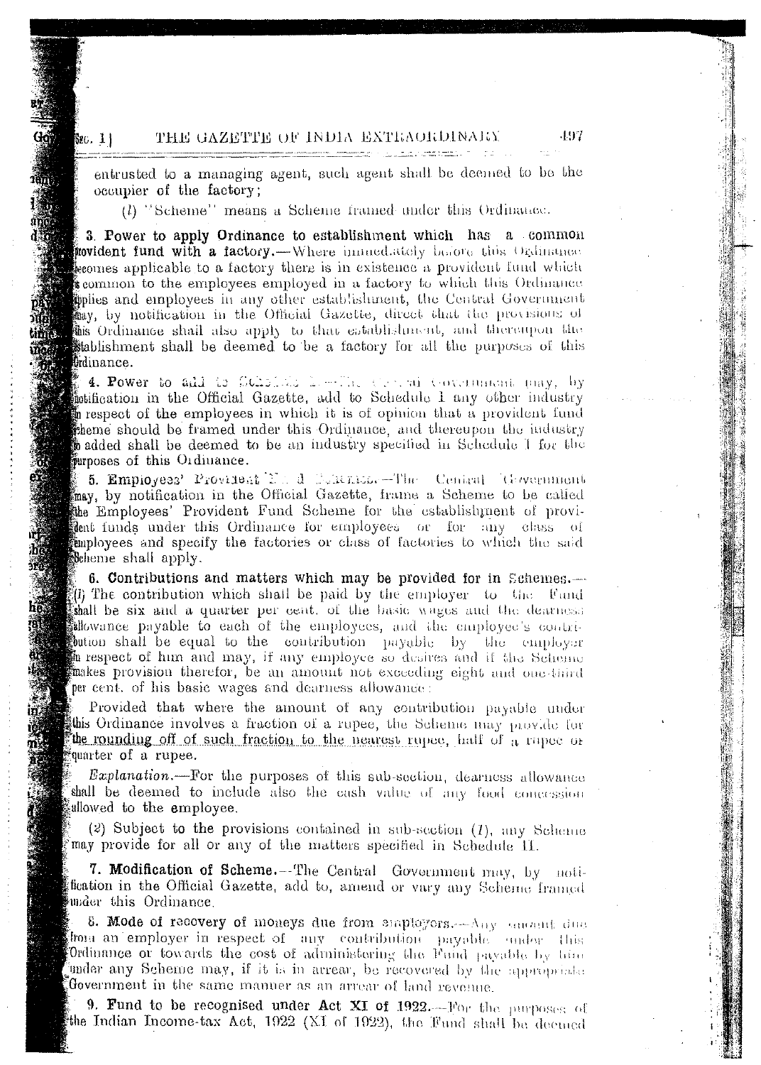entrusted to a managing agent, such agent shall be deemed to be the occupier of the factory;

(*l*) "Scheme" means a Scheme framed under this Ordinance.

**3. Power to apply Ordinance to establishment which has a common provident fund with a factory.**—Where immediately before this Ordinance becomes applicable to a factory there is in existence a provident fund which is common to the employees employed in a factory to which this Ordinance applies and employees in any other establishment, the Central Government may, by notification in the Official Gazette, direct that the provisions of this Ordinance shall also apply to that establishment, and thereupon the establishment shall be deemed to be a factory for all the purposes of this Ordinance.

**4. Power to add to Schedule I.**—The Central Government may, by notification in the Official Gazette, add to Schedule I any other industry in respect of the employees in which it is of opinion that a provident fund scheme should be framed under this Ordinance, and thereupon the industry so added shall be deemed to be an industry specified in Schedule I for the purposes of this Ordinance.

**5. Employees' Provident Fund Schemes.**—The Central Government may, by notification in the Official Gazette, frame a Scheme to be called the Employees' Provident Fund Scheme for the establishment of provident funds under this Ordinance for employees or for any class of employees and specify the factories or class of factories to which the said Scheme shall apply.

**6. Contributions and matters which may be provided for in Schemes.**—(*1*) The contribution which shall be paid by the employer to the Fund shall be six and a quarter per cent. of the basic wages and the dearness allowance payable to each of the employees, and the employee's contribution shall be equal to the contribution payable by the employer in respect of him and may, if any employee so desires and if the Scheme makes provision therefor, be an amount not exceeding eight and one-third per cent. of his basic wages and dearness allowance:

Provided that where the amount of any contribution payable under this Ordinance involves a fraction of a rupee, the Scheme may provide for the rounding off of such fraction to the nearest rupee, half of a rupee or quarter of a rupee.

*Explanation.*—For the purposes of this sub-section, dearness allowance shall be deemed to include also the cash value of any food concession allowed to the employee.

(*2*) Subject to the provisions contained in sub-section (*1*), any Scheme may provide for all or any of the matters specified in Schedule II.

**7. Modification of Scheme.**—The Central Government may, by notification in the Official Gazette, add to, amend or vary any Scheme framed under this Ordinance.

**8. Mode of recovery of moneys due from employers.**—Any amount due from an employer in respect of any contribution payable under this Ordinance or towards the cost of administering the Fund payable by him under any Scheme may, if it is in arrear, be recovered by the appropriate Government in the same manner as an arrear of land revenue.

**9. Fund to be recognised under Act XI of 1922.**—For the purposes of the Indian Income-tax Act, 1922 (XI of 1922), the Fund shall be deemed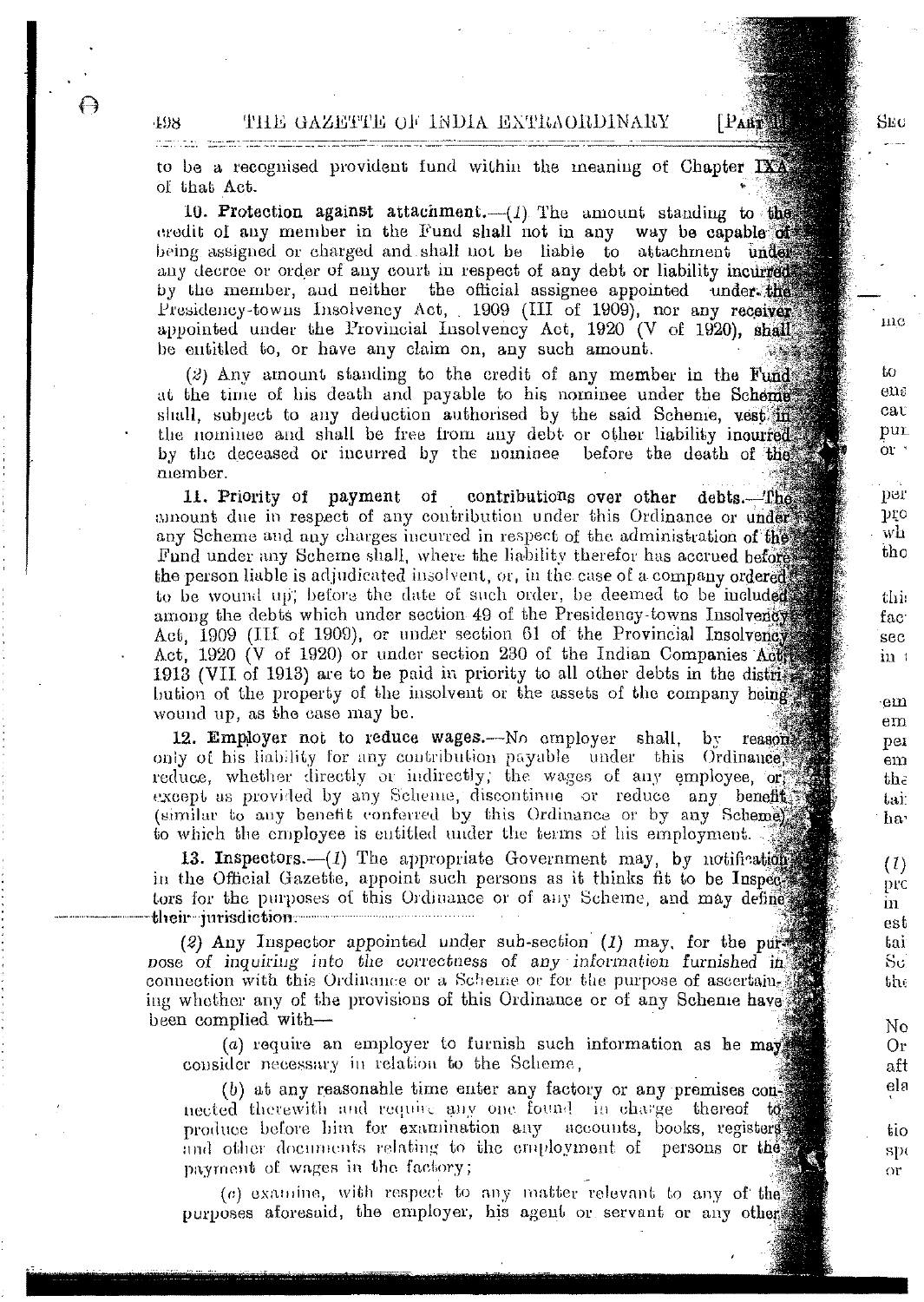to be a recognised provident fund within the meaning of Chapter IXA of that Act.

**10. Protection against attachment.**—(*1*) The amount standing to the credit of any member in the Fund shall not in any way be capable of being assigned or charged and shall not be liable to attachment under any decree or order of any court in respect of any debt or liability incurred by the member, and neither the official assignee appointed under the Presidency-towns Insolvency Act, 1909 (III of 1909), nor any receiver appointed under the Provincial Insolvency Act, 1920 (V of 1920), shall be entitled to, or have any claim on, any such amount.

(*2*) Any amount standing to the credit of any member in the Fund at the time of his death and payable to his nominee under the Scheme shall, subject to any deduction authorised by the said Scheme, vest in the nominee and shall be free from any debt or other liability incurred by the deceased or incurred by the nominee before the death of the member.

**11. Priority of payment of contributions over other debts.**—The amount due in respect of any contribution under this Ordinance or under any Scheme and any charges incurred in respect of the administration of the Fund under any Scheme shall, where the liability therefor has accrued before the person liable is adjudicated insolvent, or, in the case of a company ordered to be wound up, before the date of such order, be deemed to be included among the debts which under section 49 of the Presidency-towns Insolvency Act, 1909 (III of 1909), or under section 61 of the Provincial Insolvency Act, 1920 (V of 1920) or under section 230 of the Indian Companies Act, 1913 (VII of 1913) are to be paid in priority to all other debts in the distribution of the property of the insolvent or the assets of the company being wound up, as the case may be.

**12. Employer not to reduce wages.**—No employer shall, by reason only of his liability for any contribution payable under this Ordinance, reduce, whether directly or indirectly, the wages of any employee, or, except as provided by any Scheme, discontinue or reduce any benefit (similar to any benefit conferred by this Ordinance or by any Scheme) to which the employee is entitled under the terms of his employment.

**13. Inspectors.**—(*1*) The appropriate Government may, by notification in the Official Gazette, appoint such persons as it thinks fit to be Inspectors for the purposes of this Ordinance or of any Scheme, and may define their jurisdiction.

(*2*) Any Inspector appointed under sub-section (*1*) may, for the purpose of inquiring into the correctness of any information furnished in connection with this Ordinance or a Scheme or for the purpose of ascertaining whether any of the provisions of this Ordinance or of any Scheme have been complied with—

(*a*) require an employer to furnish such information as he may consider necessary in relation to the Scheme,

(*b*) at any reasonable time enter any factory or any premises connected therewith and require any one found in charge thereof to produce before him for examination any accounts, books, registers and other documents relating to the employment of persons or the payment of wages in the factory;

(*c*) examine, with respect to any matter relevant to any of the purposes aforesaid, the employer, his agent or servant or any other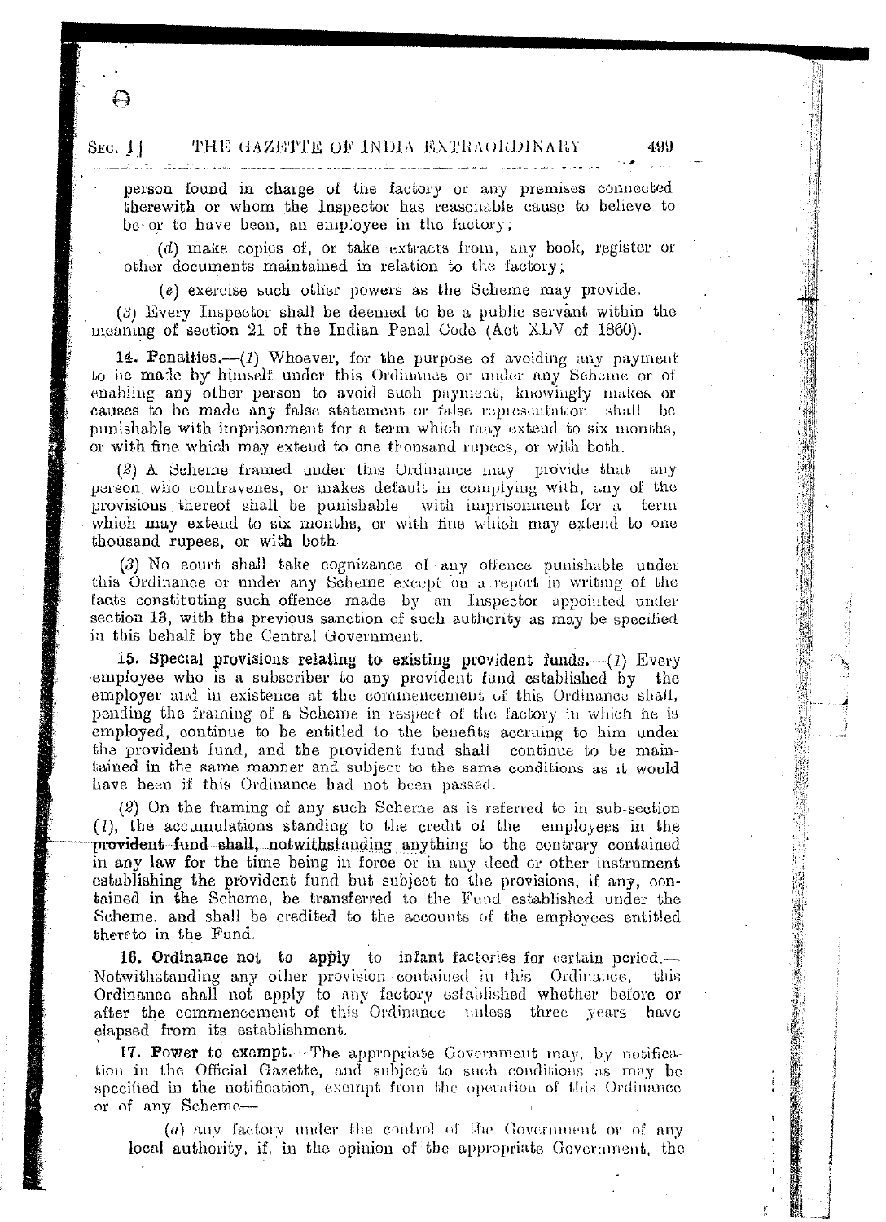person found in charge of the factory or any premises connected therewith or whom the Inspector has reasonable cause to believe to be or to have been, an employee in the factory;

(d) make copies of, or take extracts from, any book, register or other documents maintained in relation to the factory;

(e) exercise such other powers as the Scheme may provide.

(3) Every Inspector shall be deemed to be a public servant within the meaning of section 21 of the Indian Penal Code (Act XLV of 1860).

**14. Penalties.**—(1) Whoever, for the purpose of avoiding any payment to be made by himself under this Ordinance or under any Scheme or of enabling any other person to avoid such payment, knowingly makes or causes to be made any false statement or false representation shall be punishable with imprisonment for a term which may extend to six months, or with fine which may extend to one thousand rupees, or with both.

(2) A Scheme framed under this Ordinance may provide that any person who contravenes, or makes default in complying with, any of the provisions thereof shall be punishable with imprisonment for a term which may extend to six months, or with fine which may extend to one thousand rupees, or with both.

(3) No court shall take cognizance of any offence punishable under this Ordinance or under any Scheme except on a report in writing of the facts constituting such offence made by an Inspector appointed under section 13, with the previous sanction of such authority as may be specified in this behalf by the Central Government.

**15. Special provisions relating to existing provident funds.**—(1) Every employee who is a subscriber to any provident fund established by the employer and in existence at the commencement of this Ordinance shall, pending the framing of a Scheme in respect of the factory in which he is employed, continue to be entitled to the benefits accruing to him under the provident fund, and the provident fund shall continue to be maintained in the same manner and subject to the same conditions as it would have been if this Ordinance had not been passed.

(2) On the framing of any such Scheme as is referred to in sub-section (1), the accumulations standing to the credit of the employees in the provident fund shall, notwithstanding anything to the contrary contained in any law for the time being in force or in any deed or other instrument establishing the provident fund but subject to the provisions, if any, contained in the Scheme, be transferred to the Fund established under the Scheme, and shall be credited to the accounts of the employees entitled thereto in the Fund.

**16. Ordinance not to apply to infant factories for certain period.**—Notwithstanding any other provision contained in this Ordinance, this Ordinance shall not apply to any factory established whether before or after the commencement of this Ordinance unless three years have elapsed from its establishment.

**17. Power to exempt.**—The appropriate Government may, by notification in the Official Gazette, and subject to such conditions as may be specified in the notification, exempt from the operation of this Ordinance or of any Scheme—

(a) any factory under the control of the Government or of any local authority, if, in the opinion of the appropriate Government, the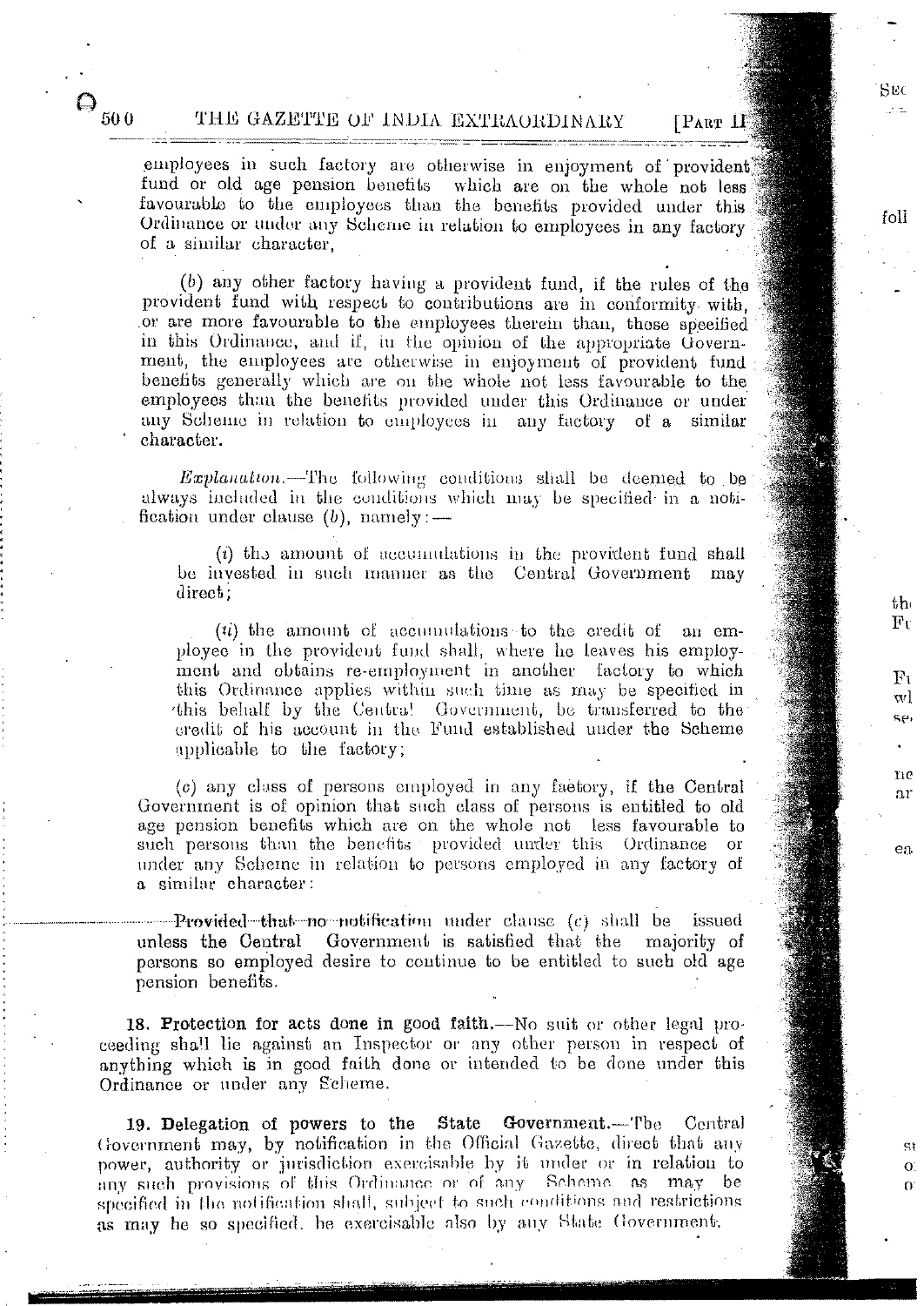employees in such factory are otherwise in enjoyment of provident fund or old age pension benefits which are on the whole not less favourable to the employees than the benefits provided under this Ordinance or under any Scheme in relation to employees in any factory of a similar character,

(*b*) any other factory having a provident fund, if the rules of the provident fund with respect to contributions are in conformity with, or are more favourable to the employees therein than, those specified in this Ordinance, and if, in the opinion of the appropriate Government, the employees are otherwise in enjoyment of provident fund benefits generally which are on the whole not less favourable to the employees than the benefits provided under this Ordinance or under any Scheme in relation to employees in any factory of a similar character.

*Explanation.*—The following conditions shall be deemed to be always included in the conditions which may be specified in a notification under clause (*b*), namely:—

(*i*) the amount of accumulations in the provident fund shall be invested in such manner as the Central Government may direct;

(*ii*) the amount of accumulations to the credit of an employee in the provident fund shall, where he leaves his employment and obtains re-employment in another factory to which this Ordinance applies within such time as may be specified in this behalf by the Central Government, be transferred to the credit of his account in the Fund established under the Scheme applicable to the factory;

(*c*) any class of persons employed in any factory, if the Central Government is of opinion that such class of persons is entitled to old age pension benefits which are on the whole not less favourable to such persons than the benefits provided under this Ordinance or under any Scheme in relation to persons employed in any factory of a similar character:

Provided that no notification under clause (*c*) shall be issued unless the Central Government is satisfied that the majority of persons so employed desire to continue to be entitled to such old age pension benefits.

**18. Protection for acts done in good faith.**—No suit or other legal proceeding shall lie against an Inspector or any other person in respect of anything which is in good faith done or intended to be done under this Ordinance or under any Scheme.

**19. Delegation of powers to the State Government.**—The Central Government may, by notification in the Official Gazette, direct that any power, authority or jurisdiction exercisable by it under or in relation to any such provisions of this Ordinance or of any Scheme as may be specified in the notification shall, subject to such conditions and restrictions as may be so specified, be exercisable also by any State Government.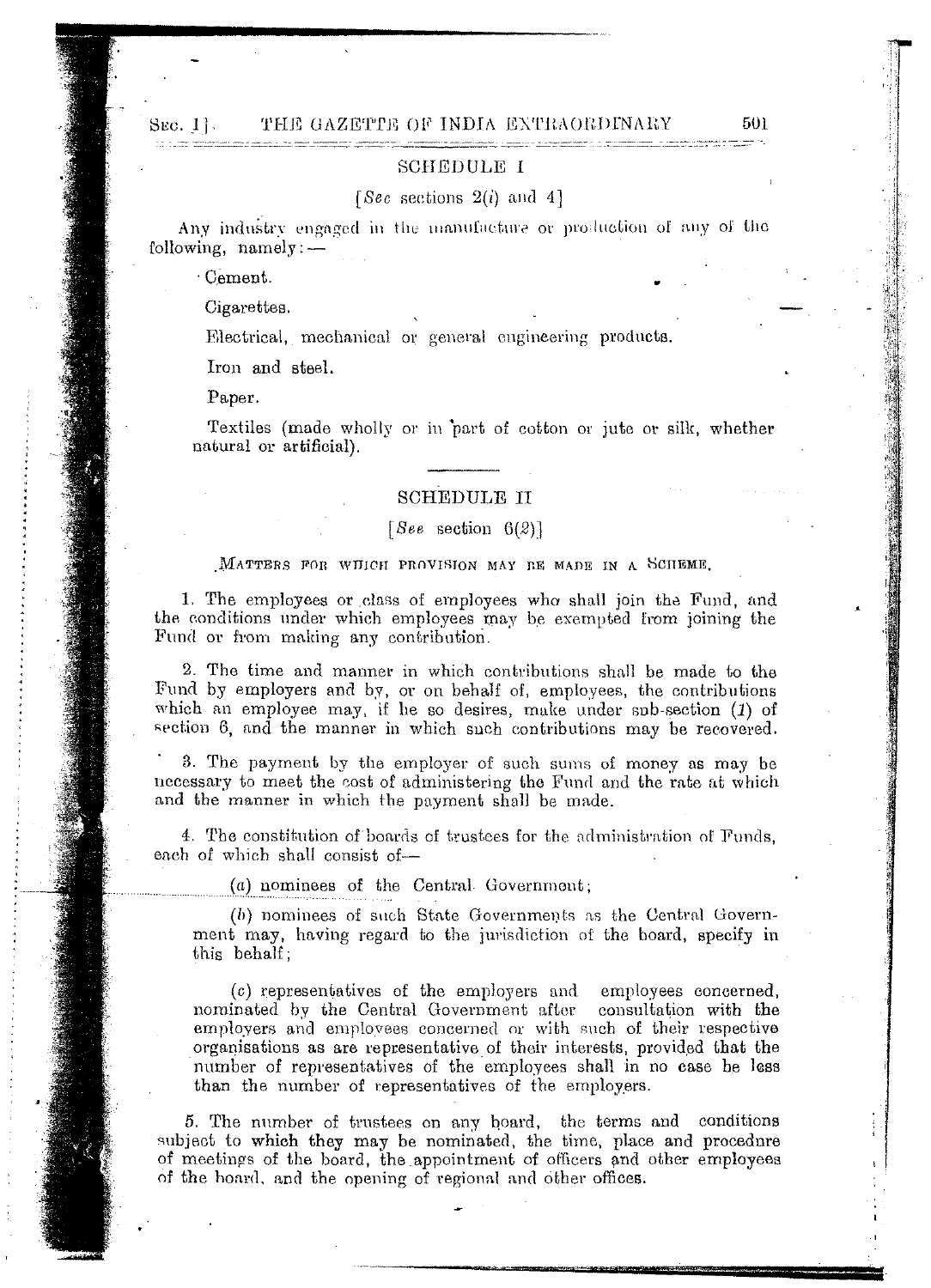## SCHEDULE I

[*See* sections 2(*i*) and 4]

Any industry engaged in the manufacture or production of any of the following, namely:—

Cement.

Cigarettes.

Electrical, mechanical or general engineering products.

Iron and steel.

Paper.

Textiles (made wholly or in part of cotton or jute or silk, whether natural or artificial).

---

## SCHEDULE II

[*See* section 6(*2*)]

MATTERS FOR WHICH PROVISION MAY BE MADE IN A SCHEME.

1. The employees or class of employees who shall join the Fund, and the conditions under which employees may be exempted from joining the Fund or from making any contribution.

2. The time and manner in which contributions shall be made to the Fund by employers and by, or on behalf of, employees, the contributions which an employee may, if he so desires, make under sub-section (*1*) of section 6, and the manner in which such contributions may be recovered.

3. The payment by the employer of such sums of money as may be necessary to meet the cost of administering the Fund and the rate at which and the manner in which the payment shall be made.

4. The constitution of boards of trustees for the administration of Funds, each of which shall consist of—

(*a*) nominees of the Central Government;

(*b*) nominees of such State Governments as the Central Government may, having regard to the jurisdiction of the board, specify in this behalf;

(*c*) representatives of the employers and employees concerned, nominated by the Central Government after consultation with the employers and employees concerned or with such of their respective organisations as are representative of their interests, provided that the number of representatives of the employees shall in no case be less than the number of representatives of the employers.

5. The number of trustees on any board, the terms and conditions subject to which they may be nominated, the time, place and procedure of meetings of the board, the appointment of officers and other employees of the board, and the opening of regional and other offices.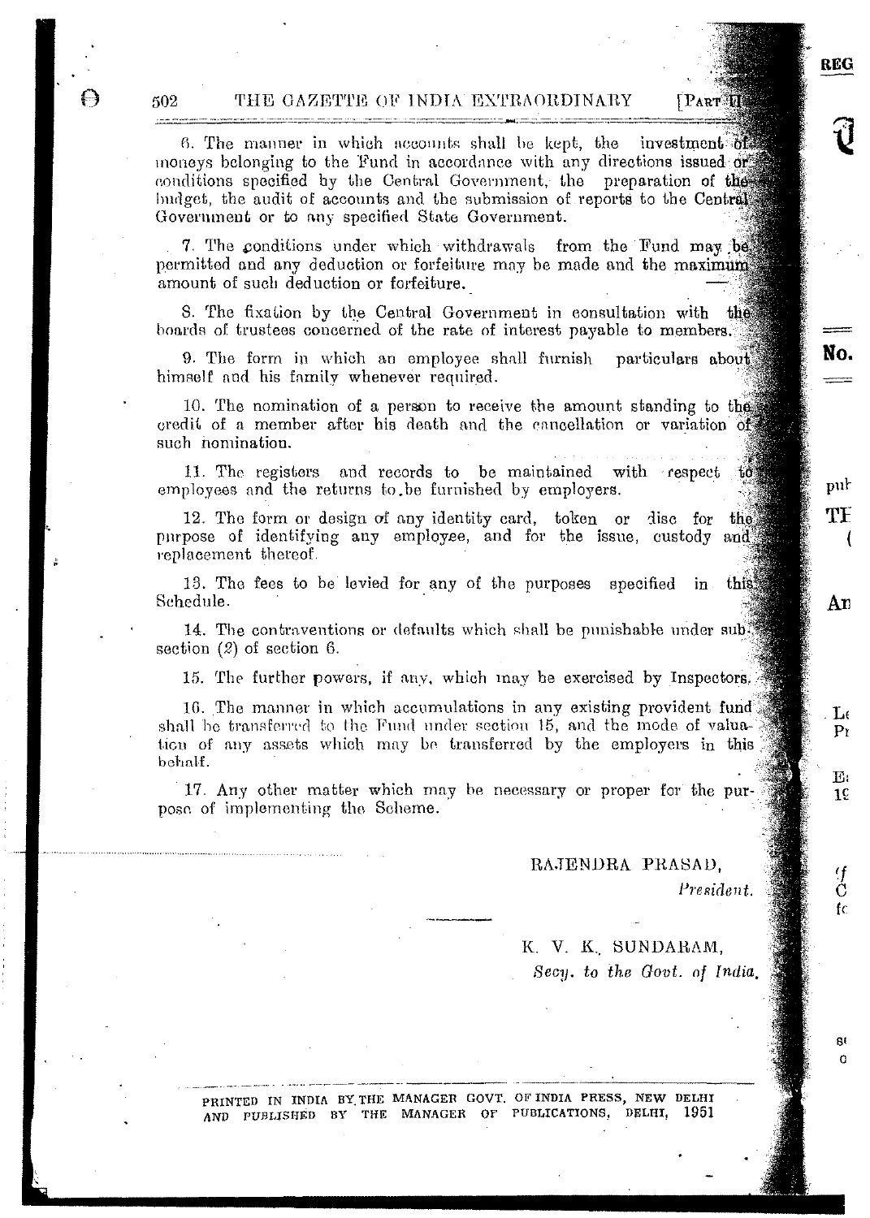6. The manner in which accounts shall be kept, the investment of moneys belonging to the Fund in accordance with any directions issued or conditions specified by the Central Government, the preparation of the budget, the audit of accounts and the submission of reports to the Central Government or to any specified State Government.

7. The conditions under which withdrawals from the Fund may be permitted and any deduction or forfeiture may be made and the maximum amount of such deduction or forfeiture.

8. The fixation by the Central Government in consultation with the boards of trustees concerned of the rate of interest payable to members.

9. The form in which an employee shall furnish particulars about himself and his family whenever required.

10. The nomination of a person to receive the amount standing to the credit of a member after his death and the cancellation or variation of such nomination.

11. The registers and records to be maintained with respect to employees and the returns to be furnished by employers.

12. The form or design of any identity card, token or disc for the purpose of identifying any employee, and for the issue, custody and replacement thereof.

13. The fees to be levied for any of the purposes specified in this Schedule.

14. The contraventions or defaults which shall be punishable under sub-section (2) of section 6.

15. The further powers, if any, which may be exercised by Inspectors.

16. The manner in which accumulations in any existing provident fund shall be transferred to the Fund under section 15, and the mode of valuation of any assets which may be transferred by the employers in this behalf.

17. Any other matter which may be necessary or proper for the purpose of implementing the Scheme.

RAJENDRA PRASAD,
*President.*

K. V. K. SUNDARAM,
*Secy. to the Govt. of India.*

PRINTED IN INDIA BY THE MANAGER GOVT. OF INDIA PRESS, NEW DELHI AND PUBLISHED BY THE MANAGER OF PUBLICATIONS, DELHI, 1951